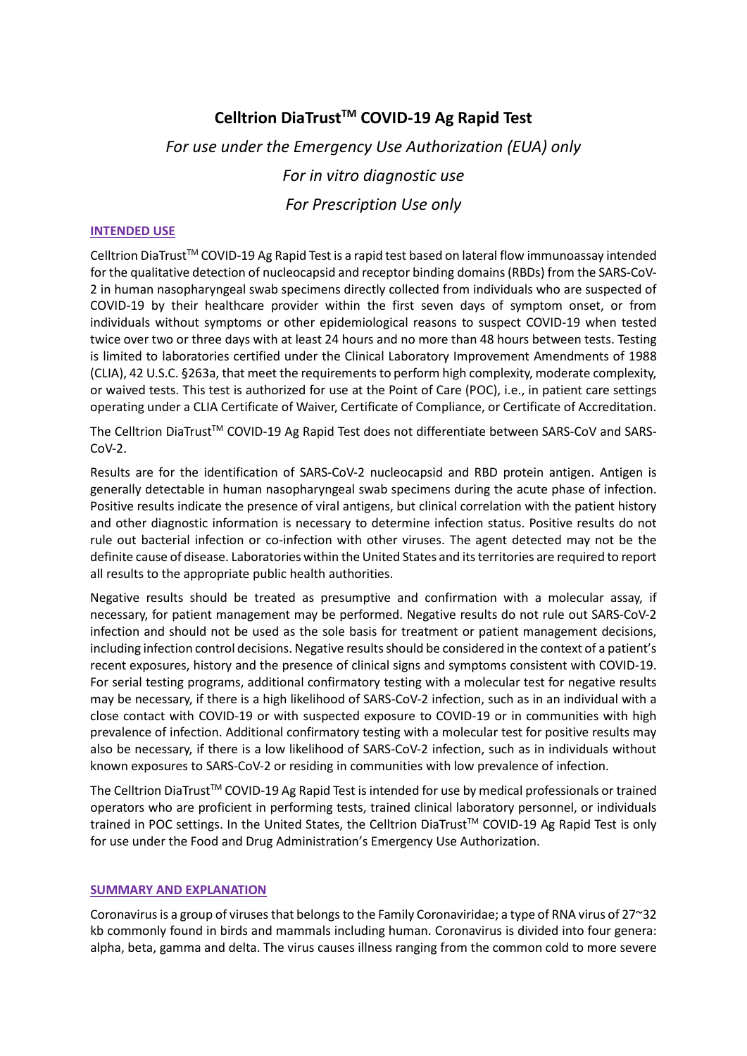# Celltrion DiaTrust$^{TM}$ COVID-19 Ag Rapid Test

*For use under the Emergency Use Authorization (EUA) only*

*For in vitro diagnostic use*

*For Prescription Use only*

## INTENDED USE

Celltrion DiaTrust$^{TM}$ COVID-19 Ag Rapid Test is a rapid test based on lateral flow immunoassay intended for the qualitative detection of nucleocapsid and receptor binding domains (RBDs) from the SARS-CoV-2 in human nasopharyngeal swab specimens directly collected from individuals who are suspected of COVID-19 by their healthcare provider within the first seven days of symptom onset, or from individuals without symptoms or other epidemiological reasons to suspect COVID-19 when tested twice over two or three days with at least 24 hours and no more than 48 hours between tests. Testing is limited to laboratories certified under the Clinical Laboratory Improvement Amendments of 1988 (CLIA), 42 U.S.C. §263a, that meet the requirements to perform high complexity, moderate complexity, or waived tests. This test is authorized for use at the Point of Care (POC), i.e., in patient care settings operating under a CLIA Certificate of Waiver, Certificate of Compliance, or Certificate of Accreditation.

The Celltrion DiaTrust$^{TM}$ COVID-19 Ag Rapid Test does not differentiate between SARS-CoV and SARS-CoV-2.

Results are for the identification of SARS-CoV-2 nucleocapsid and RBD protein antigen. Antigen is generally detectable in human nasopharyngeal swab specimens during the acute phase of infection. Positive results indicate the presence of viral antigens, but clinical correlation with the patient history and other diagnostic information is necessary to determine infection status. Positive results do not rule out bacterial infection or co-infection with other viruses. The agent detected may not be the definite cause of disease. Laboratories within the United States and its territories are required to report all results to the appropriate public health authorities.

Negative results should be treated as presumptive and confirmation with a molecular assay, if necessary, for patient management may be performed. Negative results do not rule out SARS-CoV-2 infection and should not be used as the sole basis for treatment or patient management decisions, including infection control decisions. Negative results should be considered in the context of a patient's recent exposures, history and the presence of clinical signs and symptoms consistent with COVID-19. For serial testing programs, additional confirmatory testing with a molecular test for negative results may be necessary, if there is a high likelihood of SARS-CoV-2 infection, such as in an individual with a close contact with COVID-19 or with suspected exposure to COVID-19 or in communities with high prevalence of infection. Additional confirmatory testing with a molecular test for positive results may also be necessary, if there is a low likelihood of SARS-CoV-2 infection, such as in individuals without known exposures to SARS-CoV-2 or residing in communities with low prevalence of infection.

The Celltrion DiaTrust$^{TM}$ COVID-19 Ag Rapid Test is intended for use by medical professionals or trained operators who are proficient in performing tests, trained clinical laboratory personnel, or individuals trained in POC settings. In the United States, the Celltrion DiaTrust$^{TM}$ COVID-19 Ag Rapid Test is only for use under the Food and Drug Administration's Emergency Use Authorization.

## SUMMARY AND EXPLANATION

Coronavirus is a group of viruses that belongs to the Family Coronaviridae; a type of RNA virus of 27~32 kb commonly found in birds and mammals including human. Coronavirus is divided into four genera: alpha, beta, gamma and delta. The virus causes illness ranging from the common cold to more severe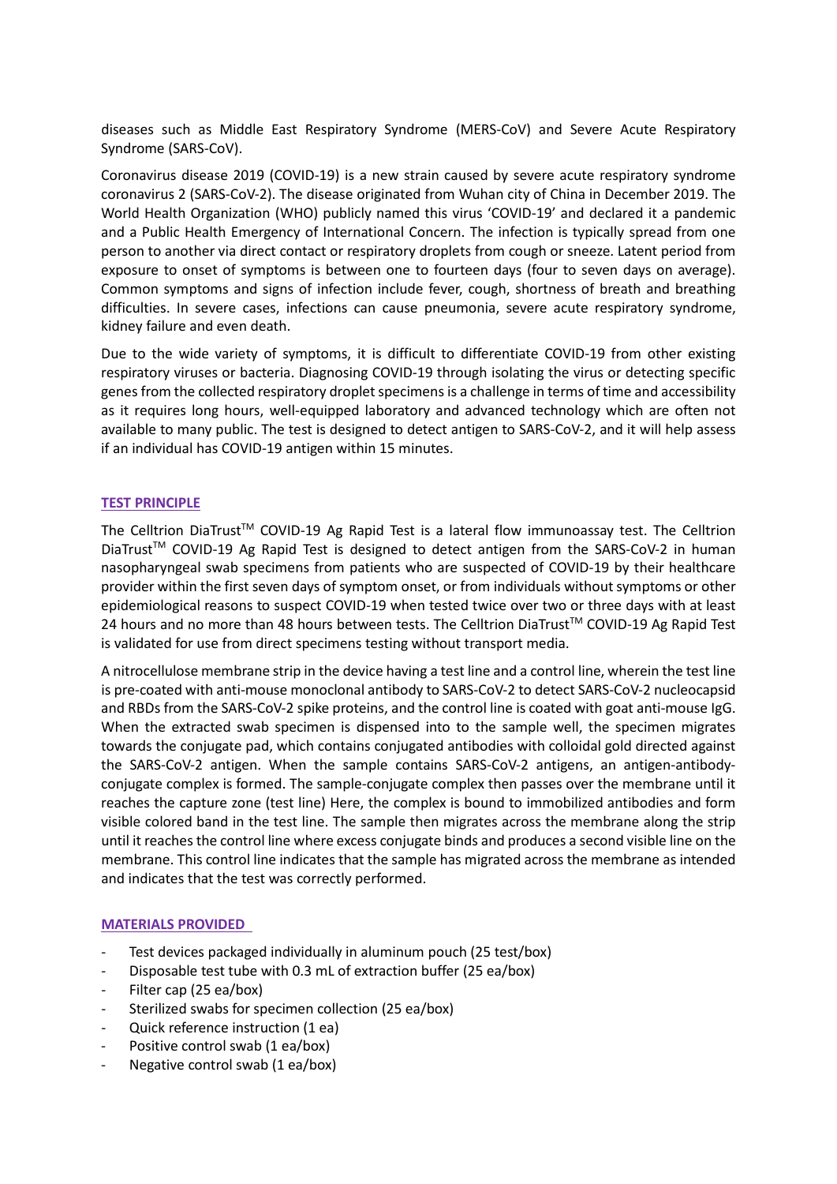diseases such as Middle East Respiratory Syndrome (MERS-CoV) and Severe Acute Respiratory Syndrome (SARS-CoV).

Coronavirus disease 2019 (COVID-19) is a new strain caused by severe acute respiratory syndrome coronavirus 2 (SARS-CoV-2). The disease originated from Wuhan city of China in December 2019. The World Health Organization (WHO) publicly named this virus 'COVID-19' and declared it a pandemic and a Public Health Emergency of International Concern. The infection is typically spread from one person to another via direct contact or respiratory droplets from cough or sneeze. Latent period from exposure to onset of symptoms is between one to fourteen days (four to seven days on average). Common symptoms and signs of infection include fever, cough, shortness of breath and breathing difficulties. In severe cases, infections can cause pneumonia, severe acute respiratory syndrome, kidney failure and even death.

Due to the wide variety of symptoms, it is difficult to differentiate COVID-19 from other existing respiratory viruses or bacteria. Diagnosing COVID-19 through isolating the virus or detecting specific genes from the collected respiratory droplet specimens is a challenge in terms of time and accessibility as it requires long hours, well-equipped laboratory and advanced technology which are often not available to many public. The test is designed to detect antigen to SARS-CoV-2, and it will help assess if an individual has COVID-19 antigen within 15 minutes.

## TEST PRINCIPLE

The Celltrion DiaTrust™ COVID-19 Ag Rapid Test is a lateral flow immunoassay test. The Celltrion DiaTrust™ COVID-19 Ag Rapid Test is designed to detect antigen from the SARS-CoV-2 in human nasopharyngeal swab specimens from patients who are suspected of COVID-19 by their healthcare provider within the first seven days of symptom onset, or from individuals without symptoms or other epidemiological reasons to suspect COVID-19 when tested twice over two or three days with at least 24 hours and no more than 48 hours between tests. The Celltrion DiaTrust™ COVID-19 Ag Rapid Test is validated for use from direct specimens testing without transport media.

A nitrocellulose membrane strip in the device having a test line and a control line, wherein the test line is pre-coated with anti-mouse monoclonal antibody to SARS-CoV-2 to detect SARS-CoV-2 nucleocapsid and RBDs from the SARS-CoV-2 spike proteins, and the control line is coated with goat anti-mouse IgG. When the extracted swab specimen is dispensed into to the sample well, the specimen migrates towards the conjugate pad, which contains conjugated antibodies with colloidal gold directed against the SARS-CoV-2 antigen. When the sample contains SARS-CoV-2 antigens, an antigen-antibody-conjugate complex is formed. The sample-conjugate complex then passes over the membrane until it reaches the capture zone (test line) Here, the complex is bound to immobilized antibodies and form visible colored band in the test line. The sample then migrates across the membrane along the strip until it reaches the control line where excess conjugate binds and produces a second visible line on the membrane. This control line indicates that the sample has migrated across the membrane as intended and indicates that the test was correctly performed.

## MATERIALS PROVIDED

- Test devices packaged individually in aluminum pouch (25 test/box)
- Disposable test tube with 0.3 mL of extraction buffer (25 ea/box)
- Filter cap (25 ea/box)
- Sterilized swabs for specimen collection (25 ea/box)
- Quick reference instruction (1 ea)
- Positive control swab (1 ea/box)
- Negative control swab (1 ea/box)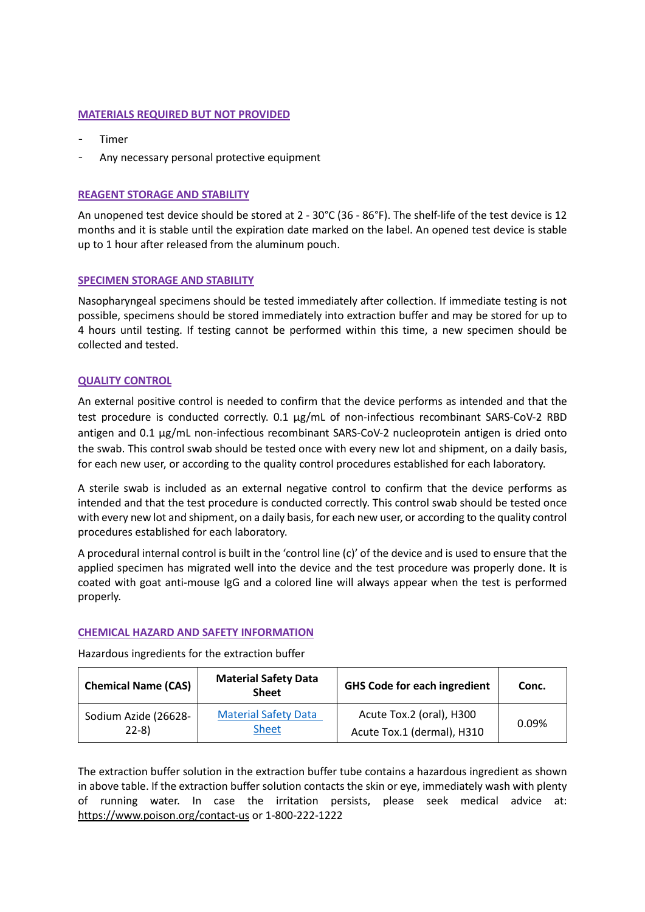## MATERIALS REQUIRED BUT NOT PROVIDED

- Timer
- Any necessary personal protective equipment

## REAGENT STORAGE AND STABILITY

An unopened test device should be stored at 2 - 30°C (36 - 86°F). The shelf-life of the test device is 12 months and it is stable until the expiration date marked on the label. An opened test device is stable up to 1 hour after released from the aluminum pouch.

## SPECIMEN STORAGE AND STABILITY

Nasopharyngeal specimens should be tested immediately after collection. If immediate testing is not possible, specimens should be stored immediately into extraction buffer and may be stored for up to 4 hours until testing. If testing cannot be performed within this time, a new specimen should be collected and tested.

## QUALITY CONTROL

An external positive control is needed to confirm that the device performs as intended and that the test procedure is conducted correctly. 0.1 µg/mL of non-infectious recombinant SARS-CoV-2 RBD antigen and 0.1 µg/mL non-infectious recombinant SARS-CoV-2 nucleoprotein antigen is dried onto the swab. This control swab should be tested once with every new lot and shipment, on a daily basis, for each new user, or according to the quality control procedures established for each laboratory.

A sterile swab is included as an external negative control to confirm that the device performs as intended and that the test procedure is conducted correctly. This control swab should be tested once with every new lot and shipment, on a daily basis, for each new user, or according to the quality control procedures established for each laboratory.

A procedural internal control is built in the 'control line (c)' of the device and is used to ensure that the applied specimen has migrated well into the device and the test procedure was properly done. It is coated with goat anti-mouse IgG and a colored line will always appear when the test is performed properly.

## CHEMICAL HAZARD AND SAFETY INFORMATION

Hazardous ingredients for the extraction buffer

| Chemical Name (CAS) | Material Safety Data Sheet | GHS Code for each ingredient | Conc. |
|---|---|---|---|
| Sodium Azide (26628-22-8) | Material Safety Data Sheet | Acute Tox.2 (oral), H300<br>Acute Tox.1 (dermal), H310 | 0.09% |

The extraction buffer solution in the extraction buffer tube contains a hazardous ingredient as shown in above table. If the extraction buffer solution contacts the skin or eye, immediately wash with plenty of running water. In case the irritation persists, please seek medical advice at: https://www.poison.org/contact-us or 1-800-222-1222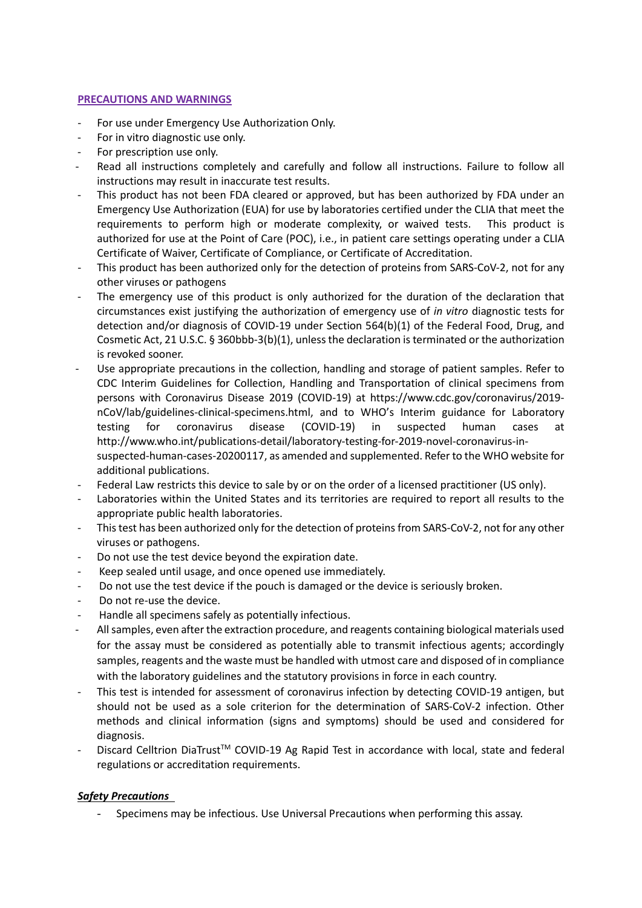## PRECAUTIONS AND WARNINGS

- For use under Emergency Use Authorization Only.
- For in vitro diagnostic use only.
- For prescription use only.
- Read all instructions completely and carefully and follow all instructions. Failure to follow all instructions may result in inaccurate test results.
- This product has not been FDA cleared or approved, but has been authorized by FDA under an Emergency Use Authorization (EUA) for use by laboratories certified under the CLIA that meet the requirements to perform high or moderate complexity, or waived tests. This product is authorized for use at the Point of Care (POC), i.e., in patient care settings operating under a CLIA Certificate of Waiver, Certificate of Compliance, or Certificate of Accreditation.
- This product has been authorized only for the detection of proteins from SARS-CoV-2, not for any other viruses or pathogens
- The emergency use of this product is only authorized for the duration of the declaration that circumstances exist justifying the authorization of emergency use of *in vitro* diagnostic tests for detection and/or diagnosis of COVID-19 under Section 564(b)(1) of the Federal Food, Drug, and Cosmetic Act, 21 U.S.C. § 360bbb-3(b)(1), unless the declaration is terminated or the authorization is revoked sooner.
- Use appropriate precautions in the collection, handling and storage of patient samples. Refer to CDC Interim Guidelines for Collection, Handling and Transportation of clinical specimens from persons with Coronavirus Disease 2019 (COVID-19) at https://www.cdc.gov/coronavirus/2019-nCoV/lab/guidelines-clinical-specimens.html, and to WHO's Interim guidance for Laboratory testing for coronavirus disease (COVID-19) in suspected human cases at http://www.who.int/publications-detail/laboratory-testing-for-2019-novel-coronavirus-in-suspected-human-cases-20200117, as amended and supplemented. Refer to the WHO website for additional publications.
- Federal Law restricts this device to sale by or on the order of a licensed practitioner (US only).
- Laboratories within the United States and its territories are required to report all results to the appropriate public health laboratories.
- This test has been authorized only for the detection of proteins from SARS-CoV-2, not for any other viruses or pathogens.
- Do not use the test device beyond the expiration date.
- Keep sealed until usage, and once opened use immediately.
- Do not use the test device if the pouch is damaged or the device is seriously broken.
- Do not re-use the device.
- Handle all specimens safely as potentially infectious.
- All samples, even after the extraction procedure, and reagents containing biological materials used for the assay must be considered as potentially able to transmit infectious agents; accordingly samples, reagents and the waste must be handled with utmost care and disposed of in compliance with the laboratory guidelines and the statutory provisions in force in each country.
- This test is intended for assessment of coronavirus infection by detecting COVID-19 antigen, but should not be used as a sole criterion for the determination of SARS-CoV-2 infection. Other methods and clinical information (signs and symptoms) should be used and considered for diagnosis.
- Discard Celltrion DiaTrust™ COVID-19 Ag Rapid Test in accordance with local, state and federal regulations or accreditation requirements.

### *Safety Precautions*

- Specimens may be infectious. Use Universal Precautions when performing this assay.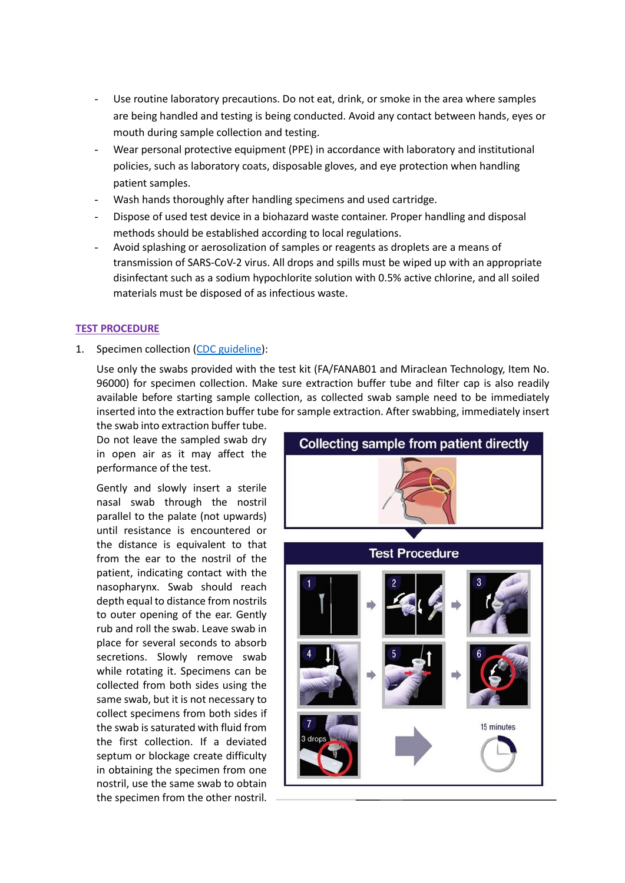- Use routine laboratory precautions. Do not eat, drink, or smoke in the area where samples are being handled and testing is being conducted. Avoid any contact between hands, eyes or mouth during sample collection and testing.
- Wear personal protective equipment (PPE) in accordance with laboratory and institutional policies, such as laboratory coats, disposable gloves, and eye protection when handling patient samples.
- Wash hands thoroughly after handling specimens and used cartridge.
- Dispose of used test device in a biohazard waste container. Proper handling and disposal methods should be established according to local regulations.
- Avoid splashing or aerosolization of samples or reagents as droplets are a means of transmission of SARS-CoV-2 virus. All drops and spills must be wiped up with an appropriate disinfectant such as a sodium hypochlorite solution with 0.5% active chlorine, and all soiled materials must be disposed of as infectious waste.

## TEST PROCEDURE

1. Specimen collection (CDC guideline):

   Use only the swabs provided with the test kit (FA/FANAB01 and Miraclean Technology, Item No. 96000) for specimen collection. Make sure extraction buffer tube and filter cap is also readily available before starting sample collection, as collected swab sample need to be immediately inserted into the extraction buffer tube for sample extraction. After swabbing, immediately insert the swab into extraction buffer tube. Do not leave the sampled swab dry in open air as it may affect the performance of the test.

   Gently and slowly insert a sterile nasal swab through the nostril parallel to the palate (not upwards) until resistance is encountered or the distance is equivalent to that from the ear to the nostril of the patient, indicating contact with the nasopharynx. Swab should reach depth equal to distance from nostrils to outer opening of the ear. Gently rub and roll the swab. Leave swab in place for several seconds to absorb secretions. Slowly remove swab while rotating it. Specimens can be collected from both sides using the same swab, but it is not necessary to collect specimens from both sides if the swab is saturated with fluid from the first collection. If a deviated septum or blockage create difficulty in obtaining the specimen from one nostril, use the same swab to obtain the specimen from the other nostril.

Collecting sample from patient directly

Test Procedure

1 → 2 → 3

4 → 5 → 6

7 (3 drops) → 15 minutes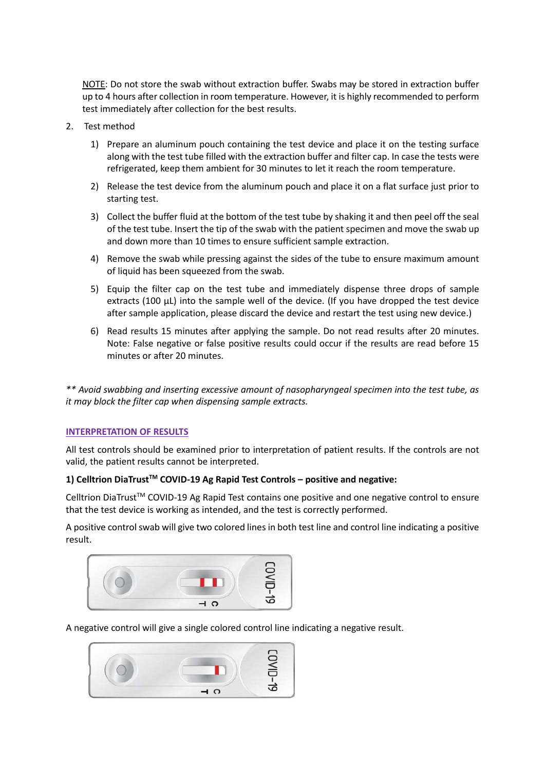NOTE: Do not store the swab without extraction buffer. Swabs may be stored in extraction buffer up to 4 hours after collection in room temperature. However, it is highly recommended to perform test immediately after collection for the best results.

2. Test method

   1) Prepare an aluminum pouch containing the test device and place it on the testing surface along with the test tube filled with the extraction buffer and filter cap. In case the tests were refrigerated, keep them ambient for 30 minutes to let it reach the room temperature.

   2) Release the test device from the aluminum pouch and place it on a flat surface just prior to starting test.

   3) Collect the buffer fluid at the bottom of the test tube by shaking it and then peel off the seal of the test tube. Insert the tip of the swab with the patient specimen and move the swab up and down more than 10 times to ensure sufficient sample extraction.

   4) Remove the swab while pressing against the sides of the tube to ensure maximum amount of liquid has been squeezed from the swab.

   5) Equip the filter cap on the test tube and immediately dispense three drops of sample extracts (100 µL) into the sample well of the device. (If you have dropped the test device after sample application, please discard the device and restart the test using new device.)

   6) Read results 15 minutes after applying the sample. Do not read results after 20 minutes. Note: False negative or false positive results could occur if the results are read before 15 minutes or after 20 minutes.

*\*\* Avoid swabbing and inserting excessive amount of nasopharyngeal specimen into the test tube, as it may block the filter cap when dispensing sample extracts.*

## INTERPRETATION OF RESULTS

All test controls should be examined prior to interpretation of patient results. If the controls are not valid, the patient results cannot be interpreted.

**1) Celltrion DiaTrust™ COVID-19 Ag Rapid Test Controls – positive and negative:**

Celltrion DiaTrust™ COVID-19 Ag Rapid Test contains one positive and one negative control to ensure that the test device is working as intended, and the test is correctly performed.

A positive control swab will give two colored lines in both test line and control line indicating a positive result.

A negative control will give a single colored control line indicating a negative result.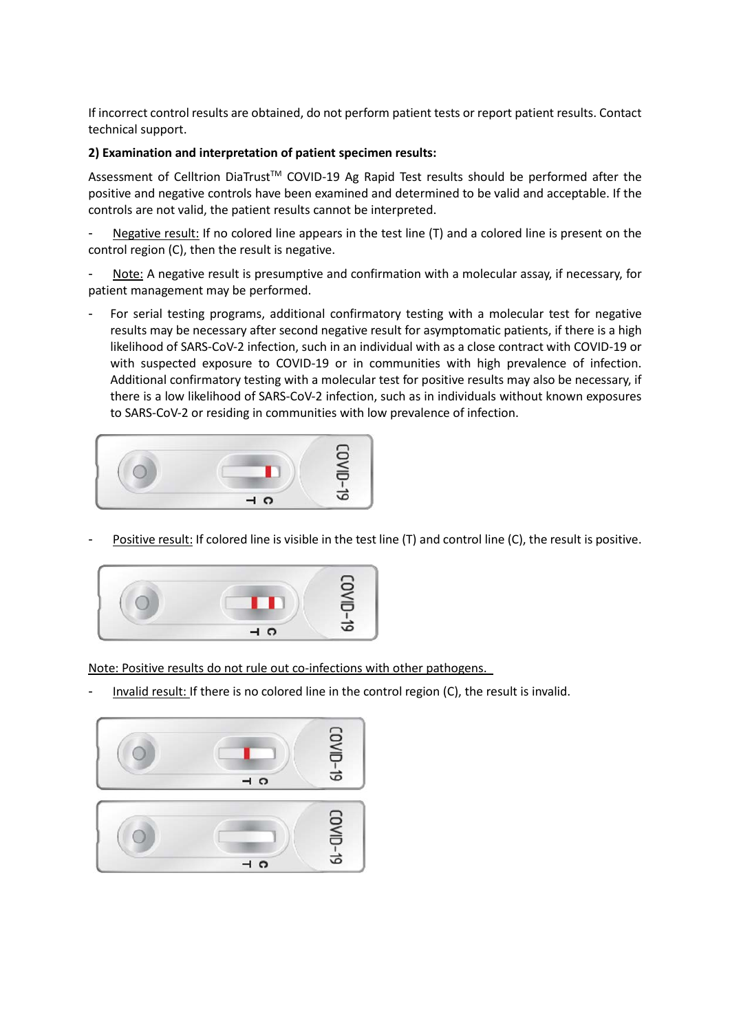If incorrect control results are obtained, do not perform patient tests or report patient results. Contact technical support.

**2) Examination and interpretation of patient specimen results:**

Assessment of Celltrion DiaTrust™ COVID-19 Ag Rapid Test results should be performed after the positive and negative controls have been examined and determined to be valid and acceptable. If the controls are not valid, the patient results cannot be interpreted.

- Negative result: If no colored line appears in the test line (T) and a colored line is present on the control region (C), then the result is negative.
- Note: A negative result is presumptive and confirmation with a molecular assay, if necessary, for patient management may be performed.
- For serial testing programs, additional confirmatory testing with a molecular test for negative results may be necessary after second negative result for asymptomatic patients, if there is a high likelihood of SARS-CoV-2 infection, such in an individual with as a close contract with COVID-19 or with suspected exposure to COVID-19 or in communities with high prevalence of infection. Additional confirmatory testing with a molecular test for positive results may also be necessary, if there is a low likelihood of SARS-CoV-2 infection, such as in individuals without known exposures to SARS-CoV-2 or residing in communities with low prevalence of infection.

- Positive result: If colored line is visible in the test line (T) and control line (C), the result is positive.

Note: Positive results do not rule out co-infections with other pathogens.

- Invalid result: If there is no colored line in the control region (C), the result is invalid.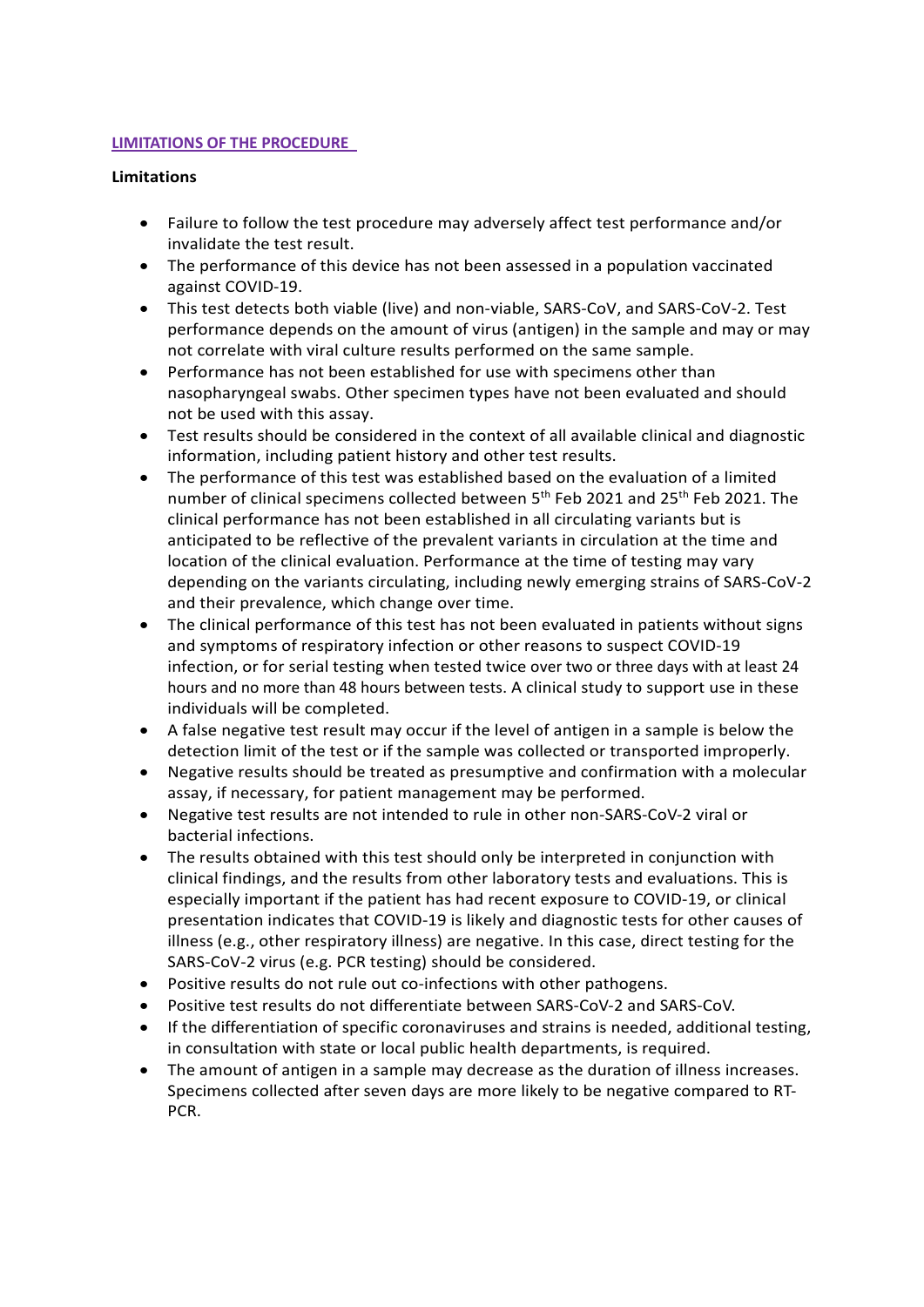## LIMITATIONS OF THE PROCEDURE

**Limitations**

- Failure to follow the test procedure may adversely affect test performance and/or invalidate the test result.
- The performance of this device has not been assessed in a population vaccinated against COVID-19.
- This test detects both viable (live) and non-viable, SARS-CoV, and SARS-CoV-2. Test performance depends on the amount of virus (antigen) in the sample and may or may not correlate with viral culture results performed on the same sample.
- Performance has not been established for use with specimens other than nasopharyngeal swabs. Other specimen types have not been evaluated and should not be used with this assay.
- Test results should be considered in the context of all available clinical and diagnostic information, including patient history and other test results.
- The performance of this test was established based on the evaluation of a limited number of clinical specimens collected between 5th Feb 2021 and 25th Feb 2021. The clinical performance has not been established in all circulating variants but is anticipated to be reflective of the prevalent variants in circulation at the time and location of the clinical evaluation. Performance at the time of testing may vary depending on the variants circulating, including newly emerging strains of SARS-CoV-2 and their prevalence, which change over time.
- The clinical performance of this test has not been evaluated in patients without signs and symptoms of respiratory infection or other reasons to suspect COVID-19 infection, or for serial testing when tested twice over two or three days with at least 24 hours and no more than 48 hours between tests. A clinical study to support use in these individuals will be completed.
- A false negative test result may occur if the level of antigen in a sample is below the detection limit of the test or if the sample was collected or transported improperly.
- Negative results should be treated as presumptive and confirmation with a molecular assay, if necessary, for patient management may be performed.
- Negative test results are not intended to rule in other non-SARS-CoV-2 viral or bacterial infections.
- The results obtained with this test should only be interpreted in conjunction with clinical findings, and the results from other laboratory tests and evaluations. This is especially important if the patient has had recent exposure to COVID-19, or clinical presentation indicates that COVID-19 is likely and diagnostic tests for other causes of illness (e.g., other respiratory illness) are negative. In this case, direct testing for the SARS-CoV-2 virus (e.g. PCR testing) should be considered.
- Positive results do not rule out co-infections with other pathogens.
- Positive test results do not differentiate between SARS-CoV-2 and SARS-CoV.
- If the differentiation of specific coronaviruses and strains is needed, additional testing, in consultation with state or local public health departments, is required.
- The amount of antigen in a sample may decrease as the duration of illness increases. Specimens collected after seven days are more likely to be negative compared to RT-PCR.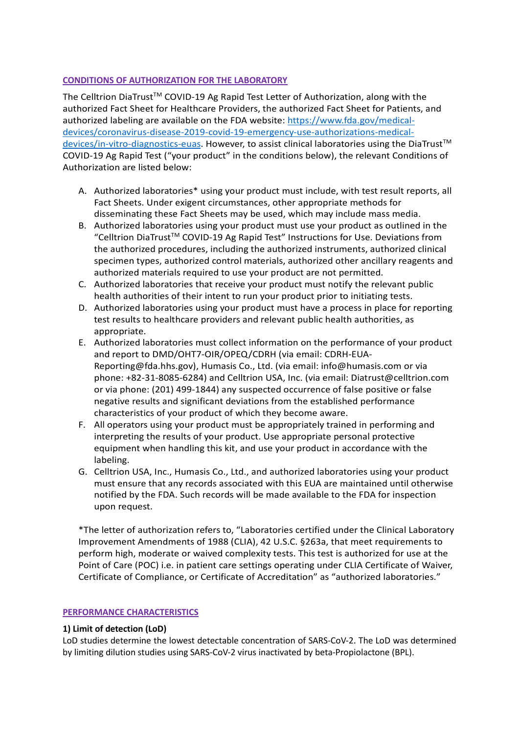## CONDITIONS OF AUTHORIZATION FOR THE LABORATORY

The Celltrion DiaTrust$^{TM}$ COVID-19 Ag Rapid Test Letter of Authorization, along with the authorized Fact Sheet for Healthcare Providers, the authorized Fact Sheet for Patients, and authorized labeling are available on the FDA website: [https://www.fda.gov/medical-devices/coronavirus-disease-2019-covid-19-emergency-use-authorizations-medical-devices/in-vitro-diagnostics-euas](https://www.fda.gov/medical-devices/coronavirus-disease-2019-covid-19-emergency-use-authorizations-medical-devices/in-vitro-diagnostics-euas). However, to assist clinical laboratories using the DiaTrust$^{TM}$ COVID-19 Ag Rapid Test ("your product" in the conditions below), the relevant Conditions of Authorization are listed below:

A. Authorized laboratories* using your product must include, with test result reports, all Fact Sheets. Under exigent circumstances, other appropriate methods for disseminating these Fact Sheets may be used, which may include mass media.
B. Authorized laboratories using your product must use your product as outlined in the "Celltrion DiaTrust$^{TM}$ COVID-19 Ag Rapid Test" Instructions for Use. Deviations from the authorized procedures, including the authorized instruments, authorized clinical specimen types, authorized control materials, authorized other ancillary reagents and authorized materials required to use your product are not permitted.
C. Authorized laboratories that receive your product must notify the relevant public health authorities of their intent to run your product prior to initiating tests.
D. Authorized laboratories using your product must have a process in place for reporting test results to healthcare providers and relevant public health authorities, as appropriate.
E. Authorized laboratories must collect information on the performance of your product and report to DMD/OHT7-OIR/OPEQ/CDRH (via email: CDRH-EUA-Reporting@fda.hhs.gov), Humasis Co., Ltd. (via email: info@humasis.com or via phone: +82-31-8085-6284) and Celltrion USA, Inc. (via email: Diatrust@celltrion.com or via phone: (201) 499-1844) any suspected occurrence of false positive or false negative results and significant deviations from the established performance characteristics of your product of which they become aware.
F. All operators using your product must be appropriately trained in performing and interpreting the results of your product. Use appropriate personal protective equipment when handling this kit, and use your product in accordance with the labeling.
G. Celltrion USA, Inc., Humasis Co., Ltd., and authorized laboratories using your product must ensure that any records associated with this EUA are maintained until otherwise notified by the FDA. Such records will be made available to the FDA for inspection upon request.

*The letter of authorization refers to, "Laboratories certified under the Clinical Laboratory Improvement Amendments of 1988 (CLIA), 42 U.S.C. §263a, that meet requirements to perform high, moderate or waived complexity tests. This test is authorized for use at the Point of Care (POC) i.e. in patient care settings operating under CLIA Certificate of Waiver, Certificate of Compliance, or Certificate of Accreditation" as "authorized laboratories."

## PERFORMANCE CHARACTERISTICS

### 1) Limit of detection (LoD)

LoD studies determine the lowest detectable concentration of SARS-CoV-2. The LoD was determined by limiting dilution studies using SARS-CoV-2 virus inactivated by beta-Propiolactone (BPL).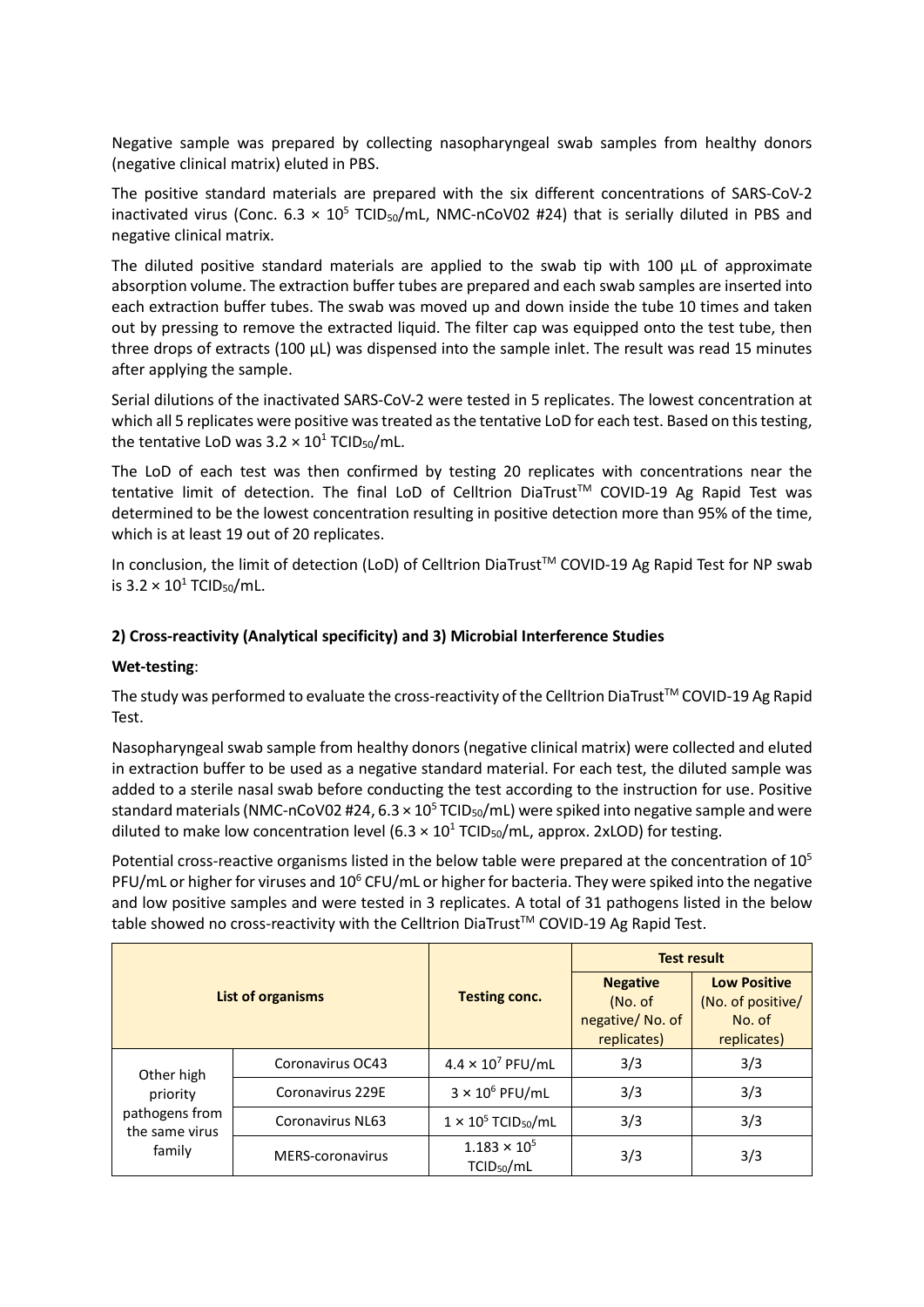Negative sample was prepared by collecting nasopharyngeal swab samples from healthy donors (negative clinical matrix) eluted in PBS.

The positive standard materials are prepared with the six different concentrations of SARS-CoV-2 inactivated virus (Conc. $6.3 \times 10^5$ $TCID_{50}$/mL, NMC-nCoV02 #24) that is serially diluted in PBS and negative clinical matrix.

The diluted positive standard materials are applied to the swab tip with 100 µL of approximate absorption volume. The extraction buffer tubes are prepared and each swab samples are inserted into each extraction buffer tubes. The swab was moved up and down inside the tube 10 times and taken out by pressing to remove the extracted liquid. The filter cap was equipped onto the test tube, then three drops of extracts (100 µL) was dispensed into the sample inlet. The result was read 15 minutes after applying the sample.

Serial dilutions of the inactivated SARS-CoV-2 were tested in 5 replicates. The lowest concentration at which all 5 replicates were positive was treated as the tentative LoD for each test. Based on this testing, the tentative LoD was $3.2 \times 10^1$ $TCID_{50}$/mL.

The LoD of each test was then confirmed by testing 20 replicates with concentrations near the tentative limit of detection. The final LoD of Celltrion DiaTrust™ COVID-19 Ag Rapid Test was determined to be the lowest concentration resulting in positive detection more than 95% of the time, which is at least 19 out of 20 replicates.

In conclusion, the limit of detection (LoD) of Celltrion DiaTrust™ COVID-19 Ag Rapid Test for NP swab is $3.2 \times 10^1$ $TCID_{50}$/mL.

**2) Cross-reactivity (Analytical specificity) and 3) Microbial Interference Studies**

**Wet-testing**:

The study was performed to evaluate the cross-reactivity of the Celltrion DiaTrust™ COVID-19 Ag Rapid Test.

Nasopharyngeal swab sample from healthy donors (negative clinical matrix) were collected and eluted in extraction buffer to be used as a negative standard material. For each test, the diluted sample was added to a sterile nasal swab before conducting the test according to the instruction for use. Positive standard materials (NMC-nCoV02 #24, $6.3 \times 10^5$ $TCID_{50}$/mL) were spiked into negative sample and were diluted to make low concentration level ($6.3 \times 10^1$ $TCID_{50}$/mL, approx. 2xLOD) for testing.

Potential cross-reactive organisms listed in the below table were prepared at the concentration of $10^5$ PFU/mL or higher for viruses and $10^6$ CFU/mL or higher for bacteria. They were spiked into the negative and low positive samples and were tested in 3 replicates. A total of 31 pathogens listed in the below table showed no cross-reactivity with the Celltrion DiaTrust™ COVID-19 Ag Rapid Test.

| List of organisms | | Testing conc. | Test result | |
|---|---|---|---|---|
| | | | Negative (No. of negative/ No. of replicates) | Low Positive (No. of positive/ No. of replicates) |
| Other high priority pathogens from the same virus family | Coronavirus OC43 | $4.4 \times 10^7$ PFU/mL | 3/3 | 3/3 |
| | Coronavirus 229E | $3 \times 10^6$ PFU/mL | 3/3 | 3/3 |
| | Coronavirus NL63 | $1 \times 10^5$ $TCID_{50}$/mL | 3/3 | 3/3 |
| | MERS-coronavirus | $1.183 \times 10^5$ $TCID_{50}$/mL | 3/3 | 3/3 |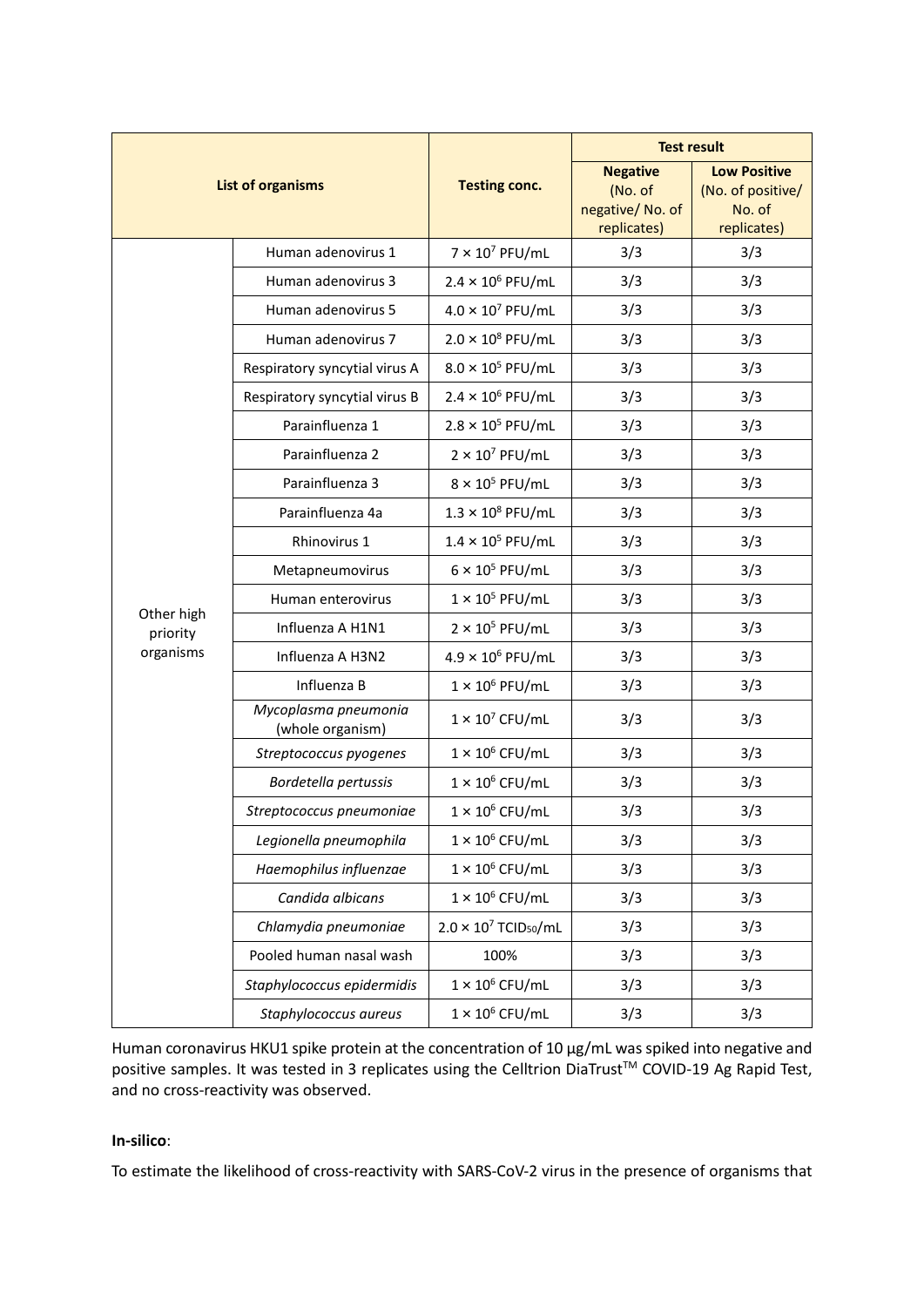| List of organisms | | Testing conc. | Test result | |
|---|---|---|---|---|
| | | | **Negative** (No. of negative/ No. of replicates) | **Low Positive** (No. of positive/ No. of replicates) |
| Other high priority organisms | Human adenovirus 1 | $7 \times 10^7$ PFU/mL | 3/3 | 3/3 |
| | Human adenovirus 3 | $2.4 \times 10^6$ PFU/mL | 3/3 | 3/3 |
| | Human adenovirus 5 | $4.0 \times 10^7$ PFU/mL | 3/3 | 3/3 |
| | Human adenovirus 7 | $2.0 \times 10^8$ PFU/mL | 3/3 | 3/3 |
| | Respiratory syncytial virus A | $8.0 \times 10^5$ PFU/mL | 3/3 | 3/3 |
| | Respiratory syncytial virus B | $2.4 \times 10^6$ PFU/mL | 3/3 | 3/3 |
| | Parainfluenza 1 | $2.8 \times 10^5$ PFU/mL | 3/3 | 3/3 |
| | Parainfluenza 2 | $2 \times 10^7$ PFU/mL | 3/3 | 3/3 |
| | Parainfluenza 3 | $8 \times 10^5$ PFU/mL | 3/3 | 3/3 |
| | Parainfluenza 4a | $1.3 \times 10^8$ PFU/mL | 3/3 | 3/3 |
| | Rhinovirus 1 | $1.4 \times 10^5$ PFU/mL | 3/3 | 3/3 |
| | Metapneumovirus | $6 \times 10^5$ PFU/mL | 3/3 | 3/3 |
| | Human enterovirus | $1 \times 10^5$ PFU/mL | 3/3 | 3/3 |
| | Influenza A H1N1 | $2 \times 10^5$ PFU/mL | 3/3 | 3/3 |
| | Influenza A H3N2 | $4.9 \times 10^6$ PFU/mL | 3/3 | 3/3 |
| | Influenza B | $1 \times 10^6$ PFU/mL | 3/3 | 3/3 |
| | *Mycoplasma pneumonia* (whole organism) | $1 \times 10^7$ CFU/mL | 3/3 | 3/3 |
| | *Streptococcus pyogenes* | $1 \times 10^6$ CFU/mL | 3/3 | 3/3 |
| | *Bordetella pertussis* | $1 \times 10^6$ CFU/mL | 3/3 | 3/3 |
| | *Streptococcus pneumoniae* | $1 \times 10^6$ CFU/mL | 3/3 | 3/3 |
| | *Legionella pneumophila* | $1 \times 10^6$ CFU/mL | 3/3 | 3/3 |
| | *Haemophilus influenzae* | $1 \times 10^6$ CFU/mL | 3/3 | 3/3 |
| | *Candida albicans* | $1 \times 10^6$ CFU/mL | 3/3 | 3/3 |
| | *Chlamydia pneumoniae* | $2.0 \times 10^7$ $TCID_{50}$/mL | 3/3 | 3/3 |
| | Pooled human nasal wash | 100% | 3/3 | 3/3 |
| | *Staphylococcus epidermidis* | $1 \times 10^6$ CFU/mL | 3/3 | 3/3 |
| | *Staphylococcus aureus* | $1 \times 10^6$ CFU/mL | 3/3 | 3/3 |

Human coronavirus HKU1 spike protein at the concentration of 10 μg/mL was spiked into negative and positive samples. It was tested in 3 replicates using the Celltrion DiaTrust™ COVID-19 Ag Rapid Test, and no cross-reactivity was observed.

**In-silico**:

To estimate the likelihood of cross-reactivity with SARS-CoV-2 virus in the presence of organisms that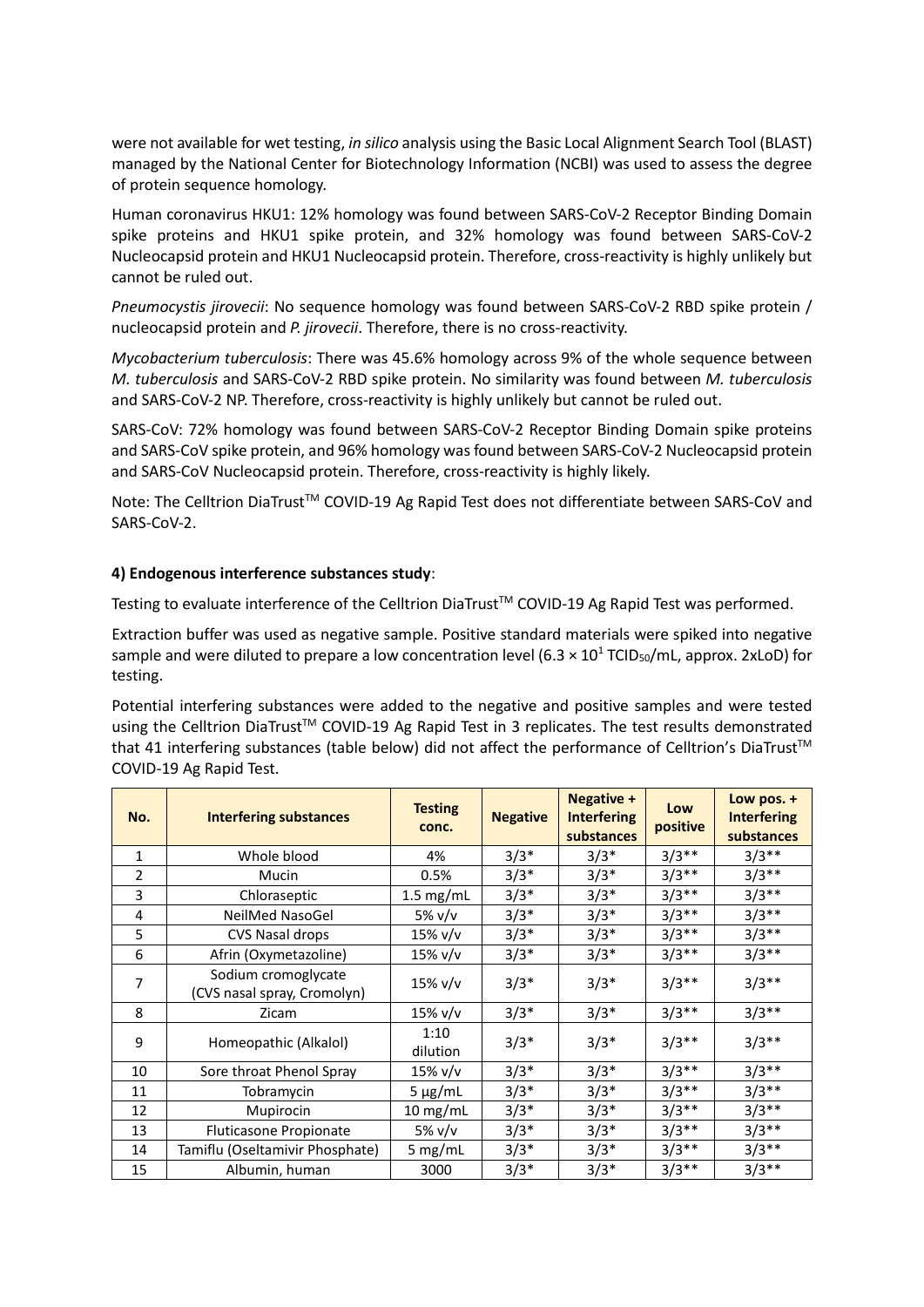were not available for wet testing, *in silico* analysis using the Basic Local Alignment Search Tool (BLAST) managed by the National Center for Biotechnology Information (NCBI) was used to assess the degree of protein sequence homology.

Human coronavirus HKU1: 12% homology was found between SARS-CoV-2 Receptor Binding Domain spike proteins and HKU1 spike protein, and 32% homology was found between SARS-CoV-2 Nucleocapsid protein and HKU1 Nucleocapsid protein. Therefore, cross-reactivity is highly unlikely but cannot be ruled out.

*Pneumocystis jirovecii*: No sequence homology was found between SARS-CoV-2 RBD spike protein / nucleocapsid protein and *P. jirovecii*. Therefore, there is no cross-reactivity.

*Mycobacterium tuberculosis*: There was 45.6% homology across 9% of the whole sequence between *M. tuberculosis* and SARS-CoV-2 RBD spike protein. No similarity was found between *M. tuberculosis* and SARS-CoV-2 NP. Therefore, cross-reactivity is highly unlikely but cannot be ruled out.

SARS-CoV: 72% homology was found between SARS-CoV-2 Receptor Binding Domain spike proteins and SARS-CoV spike protein, and 96% homology was found between SARS-CoV-2 Nucleocapsid protein and SARS-CoV Nucleocapsid protein. Therefore, cross-reactivity is highly likely.

Note: The Celltrion DiaTrust™ COVID-19 Ag Rapid Test does not differentiate between SARS-CoV and SARS-CoV-2.

**4) Endogenous interference substances study**:

Testing to evaluate interference of the Celltrion DiaTrust™ COVID-19 Ag Rapid Test was performed.

Extraction buffer was used as negative sample. Positive standard materials were spiked into negative sample and were diluted to prepare a low concentration level ($6.3 \times 10^1$ $TCID_{50}$/mL, approx. 2xLoD) for testing.

Potential interfering substances were added to the negative and positive samples and were tested using the Celltrion DiaTrust™ COVID-19 Ag Rapid Test in 3 replicates. The test results demonstrated that 41 interfering substances (table below) did not affect the performance of Celltrion's DiaTrust™ COVID-19 Ag Rapid Test.

| No. | Interfering substances | Testing conc. | Negative | Negative + Interfering substances | Low positive | Low pos. + Interfering substances |
|---|---|---|---|---|---|---|
| 1 | Whole blood | 4% | 3/3* | 3/3* | 3/3** | 3/3** |
| 2 | Mucin | 0.5% | 3/3* | 3/3* | 3/3** | 3/3** |
| 3 | Chloraseptic | 1.5 mg/mL | 3/3* | 3/3* | 3/3** | 3/3** |
| 4 | NeilMed NasoGel | 5% v/v | 3/3* | 3/3* | 3/3** | 3/3** |
| 5 | CVS Nasal drops | 15% v/v | 3/3* | 3/3* | 3/3** | 3/3** |
| 6 | Afrin (Oxymetazoline) | 15% v/v | 3/3* | 3/3* | 3/3** | 3/3** |
| 7 | Sodium cromoglycate (CVS nasal spray, Cromolyn) | 15% v/v | 3/3* | 3/3* | 3/3** | 3/3** |
| 8 | Zicam | 15% v/v | 3/3* | 3/3* | 3/3** | 3/3** |
| 9 | Homeopathic (Alkalol) | 1:10 dilution | 3/3* | 3/3* | 3/3** | 3/3** |
| 10 | Sore throat Phenol Spray | 15% v/v | 3/3* | 3/3* | 3/3** | 3/3** |
| 11 | Tobramycin | 5 μg/mL | 3/3* | 3/3* | 3/3** | 3/3** |
| 12 | Mupirocin | 10 mg/mL | 3/3* | 3/3* | 3/3** | 3/3** |
| 13 | Fluticasone Propionate | 5% v/v | 3/3* | 3/3* | 3/3** | 3/3** |
| 14 | Tamiflu (Oseltamivir Phosphate) | 5 mg/mL | 3/3* | 3/3* | 3/3** | 3/3** |
| 15 | Albumin, human | 3000 | 3/3* | 3/3* | 3/3** | 3/3** |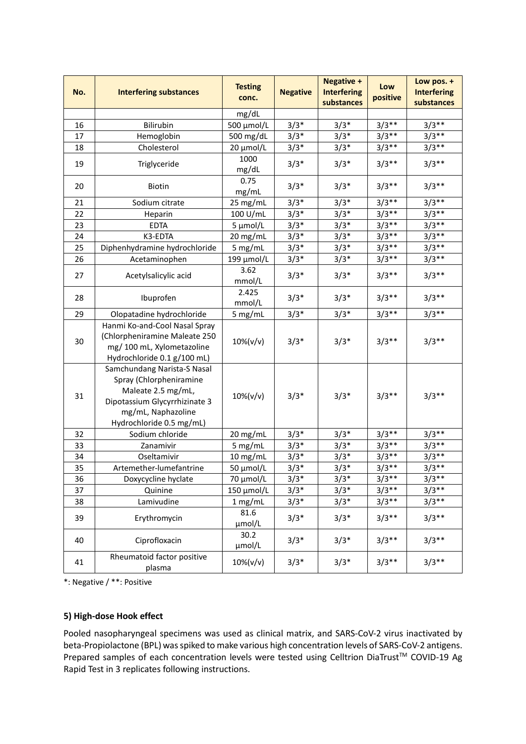| No. | Interfering substances | Testing conc. | Negative | Negative + Interfering substances | Low positive | Low pos. + Interfering substances |
|---|---|---|---|---|---|---|
| | | mg/dL | | | | |
| 16 | Bilirubin | 500 μmol/L | 3/3* | 3/3* | 3/3** | 3/3** |
| 17 | Hemoglobin | 500 mg/dL | 3/3* | 3/3* | 3/3** | 3/3** |
| 18 | Cholesterol | 20 μmol/L | 3/3* | 3/3* | 3/3** | 3/3** |
| 19 | Triglyceride | 1000 mg/dL | 3/3* | 3/3* | 3/3** | 3/3** |
| 20 | Biotin | 0.75 mg/mL | 3/3* | 3/3* | 3/3** | 3/3** |
| 21 | Sodium citrate | 25 mg/mL | 3/3* | 3/3* | 3/3** | 3/3** |
| 22 | Heparin | 100 U/mL | 3/3* | 3/3* | 3/3** | 3/3** |
| 23 | EDTA | 5 μmol/L | 3/3* | 3/3* | 3/3** | 3/3** |
| 24 | K3-EDTA | 20 mg/mL | 3/3* | 3/3* | 3/3** | 3/3** |
| 25 | Diphenhydramine hydrochloride | 5 mg/mL | 3/3* | 3/3* | 3/3** | 3/3** |
| 26 | Acetaminophen | 199 μmol/L | 3/3* | 3/3* | 3/3** | 3/3** |
| 27 | Acetylsalicylic acid | 3.62 mmol/L | 3/3* | 3/3* | 3/3** | 3/3** |
| 28 | Ibuprofen | 2.425 mmol/L | 3/3* | 3/3* | 3/3** | 3/3** |
| 29 | Olopatadine hydrochloride | 5 mg/mL | 3/3* | 3/3* | 3/3** | 3/3** |
| 30 | Hanmi Ko-and-Cool Nasal Spray (Chlorpheniramine Maleate 250 mg/ 100 mL, Xylometazoline Hydrochloride 0.1 g/100 mL) | 10%(v/v) | 3/3* | 3/3* | 3/3** | 3/3** |
| 31 | Samchundang Narista-S Nasal Spray (Chlorpheniramine Maleate 2.5 mg/mL, Dipotassium Glycyrrhizinate 3 mg/mL, Naphazoline Hydrochloride 0.5 mg/mL) | 10%(v/v) | 3/3* | 3/3* | 3/3** | 3/3** |
| 32 | Sodium chloride | 20 mg/mL | 3/3* | 3/3* | 3/3** | 3/3** |
| 33 | Zanamivir | 5 mg/mL | 3/3* | 3/3* | 3/3** | 3/3** |
| 34 | Oseltamivir | 10 mg/mL | 3/3* | 3/3* | 3/3** | 3/3** |
| 35 | Artemether-lumefantrine | 50 μmol/L | 3/3* | 3/3* | 3/3** | 3/3** |
| 36 | Doxycycline hyclate | 70 μmol/L | 3/3* | 3/3* | 3/3** | 3/3** |
| 37 | Quinine | 150 μmol/L | 3/3* | 3/3* | 3/3** | 3/3** |
| 38 | Lamivudine | 1 mg/mL | 3/3* | 3/3* | 3/3** | 3/3** |
| 39 | Erythromycin | 81.6 μmol/L | 3/3* | 3/3* | 3/3** | 3/3** |
| 40 | Ciprofloxacin | 30.2 μmol/L | 3/3* | 3/3* | 3/3** | 3/3** |
| 41 | Rheumatoid factor positive plasma | 10%(v/v) | 3/3* | 3/3* | 3/3** | 3/3** |

*: Negative / **: Positive

**5) High-dose Hook effect**

Pooled nasopharyngeal specimens was used as clinical matrix, and SARS-CoV-2 virus inactivated by beta-Propiolactone (BPL) was spiked to make various high concentration levels of SARS-CoV-2 antigens. Prepared samples of each concentration levels were tested using Celltrion DiaTrust™ COVID-19 Ag Rapid Test in 3 replicates following instructions.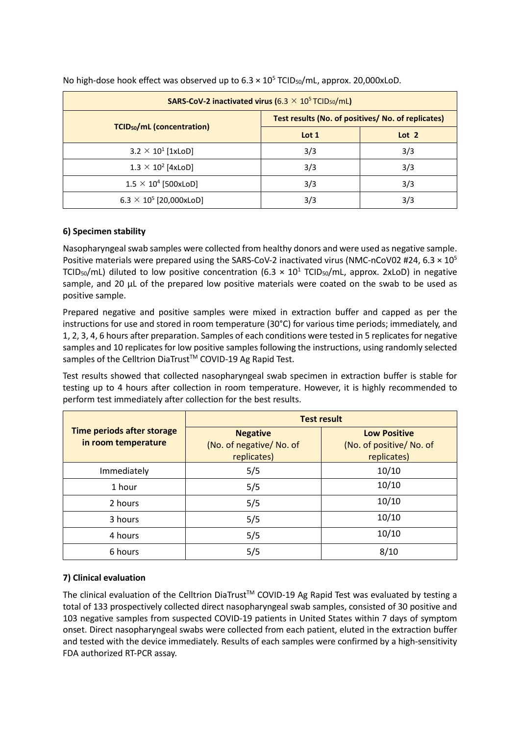No high-dose hook effect was observed up to $6.3 \times 10^5$ $TCID_{50}$/mL, approx. 20,000xLoD.

| SARS-CoV-2 inactivated virus ($6.3 \times 10^5$ $TCID_{50}$/mL) | | |
|---|---|---|
| $TCID_{50}$/mL (concentration) | Test results (No. of positives/ No. of replicates) | |
| | Lot 1 | Lot 2 |
| $3.2 \times 10^1$ [1xLoD] | 3/3 | 3/3 |
| $1.3 \times 10^2$ [4xLoD] | 3/3 | 3/3 |
| $1.5 \times 10^4$ [500xLoD] | 3/3 | 3/3 |
| $6.3 \times 10^5$ [20,000xLoD] | 3/3 | 3/3 |

**6) Specimen stability**

Nasopharyngeal swab samples were collected from healthy donors and were used as negative sample. Positive materials were prepared using the SARS-CoV-2 inactivated virus (NMC-nCoV02 #24, $6.3 \times 10^5$ $TCID_{50}$/mL) diluted to low positive concentration ($6.3 \times 10^1$ $TCID_{50}$/mL, approx. 2xLoD) in negative sample, and 20 μL of the prepared low positive materials were coated on the swab to be used as positive sample.

Prepared negative and positive samples were mixed in extraction buffer and capped as per the instructions for use and stored in room temperature (30°C) for various time periods; immediately, and 1, 2, 3, 4, 6 hours after preparation. Samples of each conditions were tested in 5 replicates for negative samples and 10 replicates for low positive samples following the instructions, using randomly selected samples of the Celltrion DiaTrust™ COVID-19 Ag Rapid Test.

Test results showed that collected nasopharyngeal swab specimen in extraction buffer is stable for testing up to 4 hours after collection in room temperature. However, it is highly recommended to perform test immediately after collection for the best results.

| Time periods after storage in room temperature | Test result | |
|---|---|---|
| | Negative (No. of negative/ No. of replicates) | Low Positive (No. of positive/ No. of replicates) |
| Immediately | 5/5 | 10/10 |
| 1 hour | 5/5 | 10/10 |
| 2 hours | 5/5 | 10/10 |
| 3 hours | 5/5 | 10/10 |
| 4 hours | 5/5 | 10/10 |
| 6 hours | 5/5 | 8/10 |

**7) Clinical evaluation**

The clinical evaluation of the Celltrion DiaTrust™ COVID-19 Ag Rapid Test was evaluated by testing a total of 133 prospectively collected direct nasopharyngeal swab samples, consisted of 30 positive and 103 negative samples from suspected COVID-19 patients in United States within 7 days of symptom onset. Direct nasopharyngeal swabs were collected from each patient, eluted in the extraction buffer and tested with the device immediately. Results of each samples were confirmed by a high-sensitivity FDA authorized RT-PCR assay.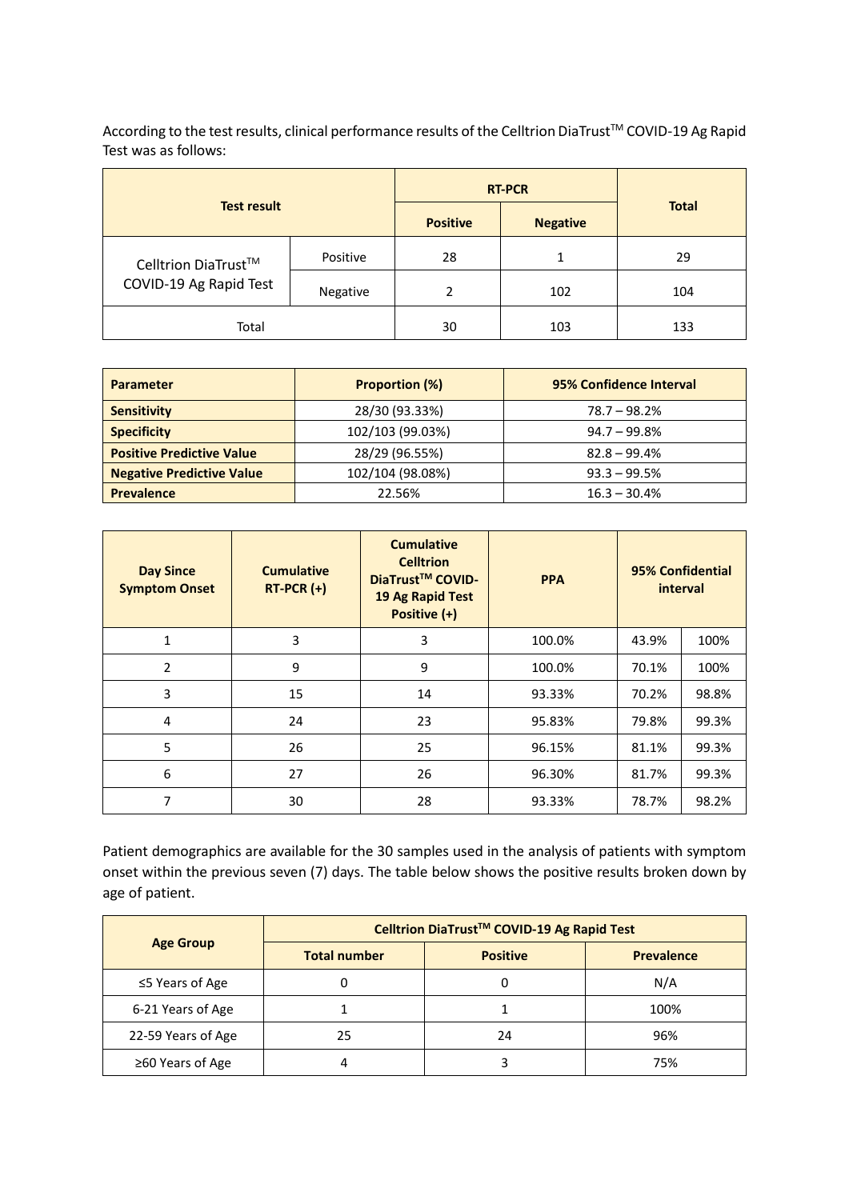According to the test results, clinical performance results of the Celltrion DiaTrust™ COVID-19 Ag Rapid Test was as follows:

| Test result | | RT-PCR | | Total |
|---|---|---|---|---|
| | | Positive | Negative | |
| Celltrion DiaTrust™ COVID-19 Ag Rapid Test | Positive | 28 | 1 | 29 |
| | Negative | 2 | 102 | 104 |
| Total | | 30 | 103 | 133 |

| Parameter | Proportion (%) | 95% Confidence Interval |
|---|---|---|
| **Sensitivity** | 28/30 (93.33%) | 78.7 – 98.2% |
| **Specificity** | 102/103 (99.03%) | 94.7 – 99.8% |
| **Positive Predictive Value** | 28/29 (96.55%) | 82.8 – 99.4% |
| **Negative Predictive Value** | 102/104 (98.08%) | 93.3 – 99.5% |
| **Prevalence** | 22.56% | 16.3 – 30.4% |

| Day Since Symptom Onset | Cumulative RT-PCR (+) | Cumulative Celltrion DiaTrust™ COVID-19 Ag Rapid Test Positive (+) | PPA | 95% Confidential interval | |
|---|---|---|---|---|---|
| 1 | 3 | 3 | 100.0% | 43.9% | 100% |
| 2 | 9 | 9 | 100.0% | 70.1% | 100% |
| 3 | 15 | 14 | 93.33% | 70.2% | 98.8% |
| 4 | 24 | 23 | 95.83% | 79.8% | 99.3% |
| 5 | 26 | 25 | 96.15% | 81.1% | 99.3% |
| 6 | 27 | 26 | 96.30% | 81.7% | 99.3% |
| 7 | 30 | 28 | 93.33% | 78.7% | 98.2% |

Patient demographics are available for the 30 samples used in the analysis of patients with symptom onset within the previous seven (7) days. The table below shows the positive results broken down by age of patient.

| Age Group | Celltrion DiaTrust™ COVID-19 Ag Rapid Test | | |
|---|---|---|---|
| | Total number | Positive | Prevalence |
| ≤5 Years of Age | 0 | 0 | N/A |
| 6-21 Years of Age | 1 | 1 | 100% |
| 22-59 Years of Age | 25 | 24 | 96% |
| ≥60 Years of Age | 4 | 3 | 75% |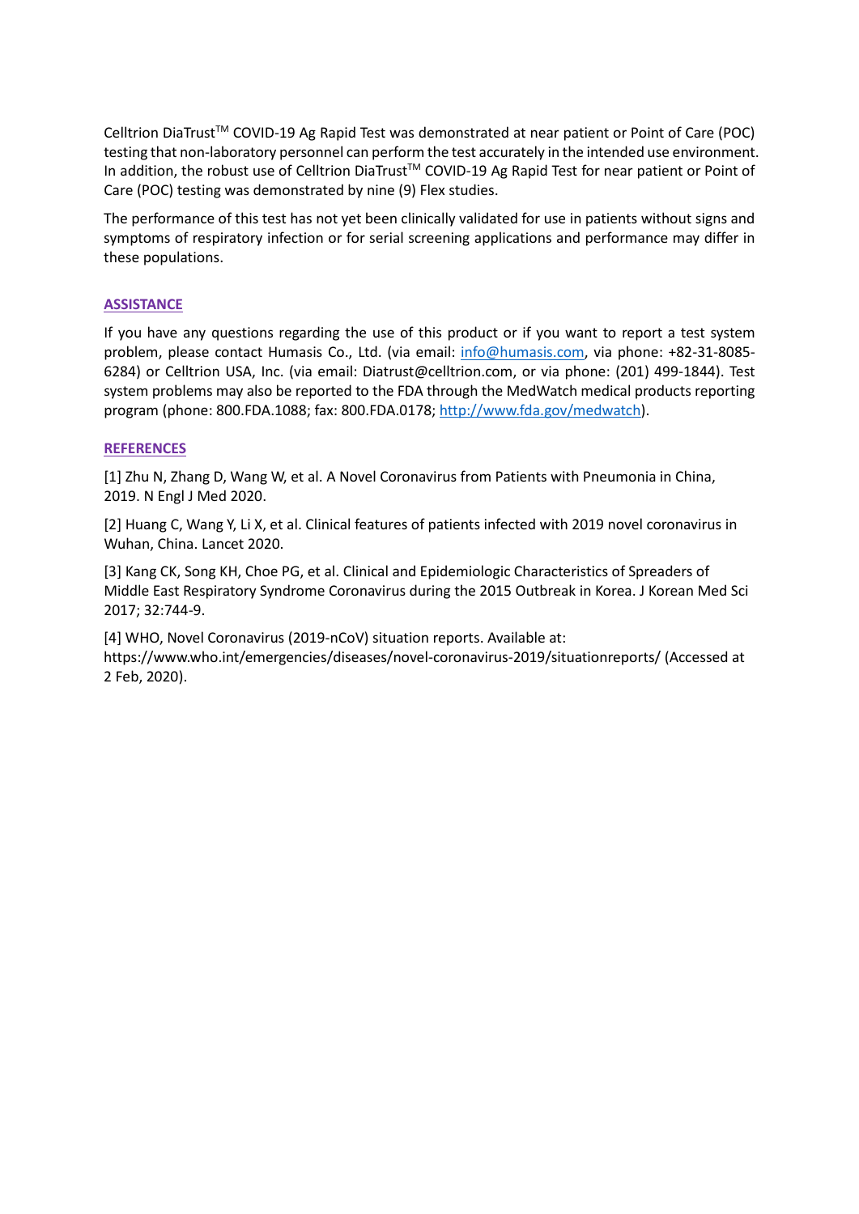Celltrion DiaTrust™ COVID-19 Ag Rapid Test was demonstrated at near patient or Point of Care (POC) testing that non-laboratory personnel can perform the test accurately in the intended use environment. In addition, the robust use of Celltrion DiaTrust™ COVID-19 Ag Rapid Test for near patient or Point of Care (POC) testing was demonstrated by nine (9) Flex studies.

The performance of this test has not yet been clinically validated for use in patients without signs and symptoms of respiratory infection or for serial screening applications and performance may differ in these populations.

## ASSISTANCE

If you have any questions regarding the use of this product or if you want to report a test system problem, please contact Humasis Co., Ltd. (via email: info@humasis.com, via phone: +82-31-8085-6284) or Celltrion USA, Inc. (via email: Diatrust@celltrion.com, or via phone: (201) 499-1844). Test system problems may also be reported to the FDA through the MedWatch medical products reporting program (phone: 800.FDA.1088; fax: 800.FDA.0178; http://www.fda.gov/medwatch).

## REFERENCES

[1] Zhu N, Zhang D, Wang W, et al. A Novel Coronavirus from Patients with Pneumonia in China, 2019. N Engl J Med 2020.

[2] Huang C, Wang Y, Li X, et al. Clinical features of patients infected with 2019 novel coronavirus in Wuhan, China. Lancet 2020.

[3] Kang CK, Song KH, Choe PG, et al. Clinical and Epidemiologic Characteristics of Spreaders of Middle East Respiratory Syndrome Coronavirus during the 2015 Outbreak in Korea. J Korean Med Sci 2017; 32:744-9.

[4] WHO, Novel Coronavirus (2019-nCoV) situation reports. Available at: https://www.who.int/emergencies/diseases/novel-coronavirus-2019/situationreports/ (Accessed at 2 Feb, 2020).